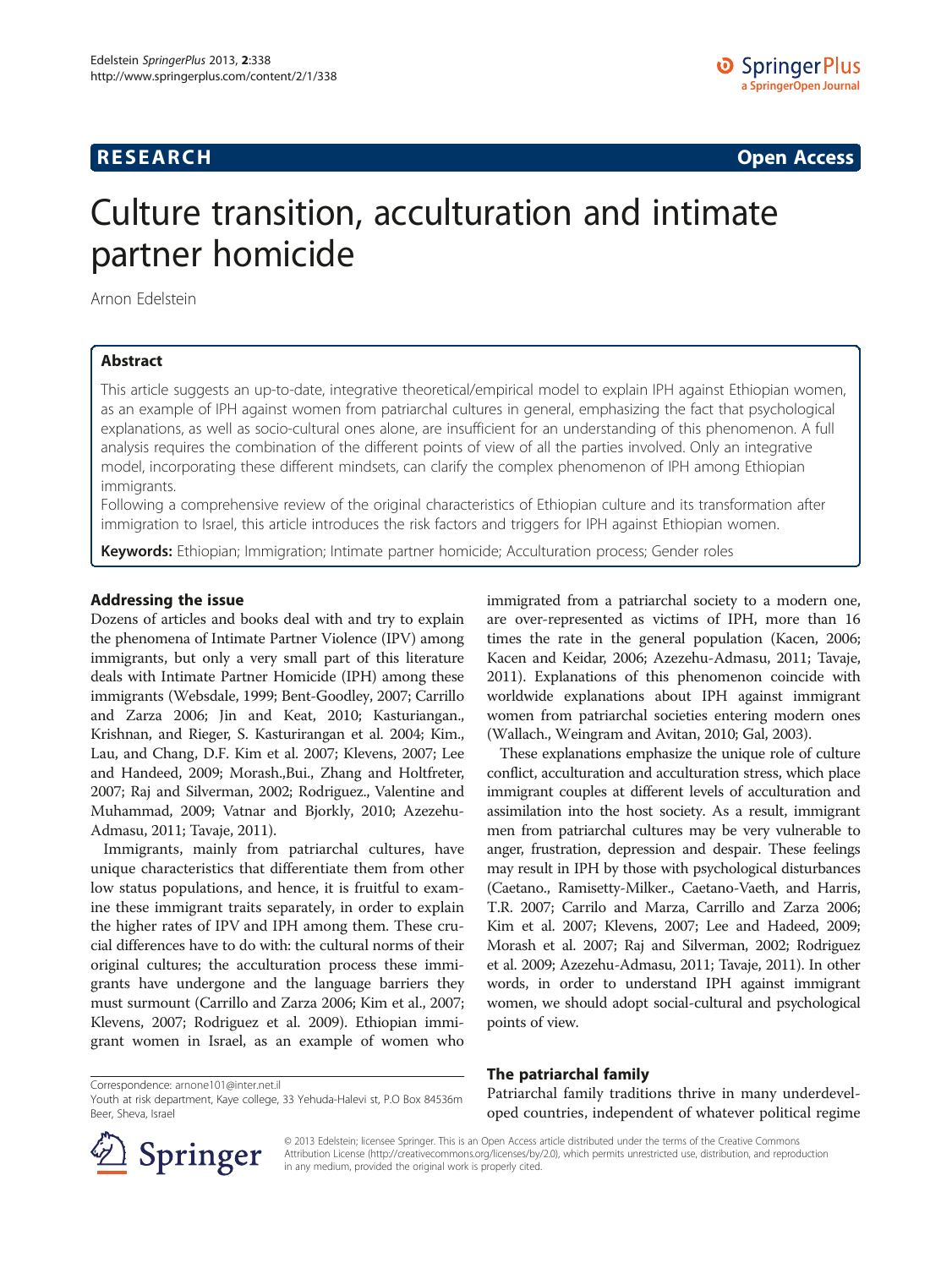# Culture transition, acculturation and intimate partner homicide

Arnon Edelstein

## Abstract

This article suggests an up-to-date, integrative theoretical/empirical model to explain IPH against Ethiopian women, as an example of IPH against women from patriarchal cultures in general, emphasizing the fact that psychological explanations, as well as socio-cultural ones alone, are insufficient for an understanding of this phenomenon. A full analysis requires the combination of the different points of view of all the parties involved. Only an integrative model, incorporating these different mindsets, can clarify the complex phenomenon of IPH among Ethiopian immigrants.

Following a comprehensive review of the original characteristics of Ethiopian culture and its transformation after immigration to Israel, this article introduces the risk factors and triggers for IPH against Ethiopian women.

**Keywords:** Ethiopian; Immigration; Intimate partner homicide; Acculturation process; Gender roles

## Addressing the issue

Dozens of articles and books deal with and try to explain the phenomena of Intimate Partner Violence (IPV) among immigrants, but only a very small part of this literature deals with Intimate Partner Homicide (IPH) among these immigrants (Websdale, 1999; Bent-Goodley, 2007; Carrillo and Zarza 2006; Jin and Keat, 2010; Kasturiangan., Krishnan, and Rieger, S. Kasturirangan et al. 2004; Kim., Lau, and Chang, D.F. Kim et al. 2007; Klevens, 2007; Lee and Handeed, 2009; Morash.,Bui., Zhang and Holtfreter, 2007; Raj and Silverman, 2002; Rodriguez., Valentine and Muhammad, 2009; Vatnar and Bjorkly, 2010; Azezehu-Admasu, 2011; Tavaje, 2011).

Immigrants, mainly from patriarchal cultures, have unique characteristics that differentiate them from other low status populations, and hence, it is fruitful to examine these immigrant traits separately, in order to explain the higher rates of IPV and IPH among them. These crucial differences have to do with: the cultural norms of their original cultures; the acculturation process these immigrants have undergone and the language barriers they must surmount (Carrillo and Zarza 2006; Kim et al., 2007; Klevens, 2007; Rodriguez et al. 2009). Ethiopian immigrant women in Israel, as an example of women who immigrated from a patriarchal society to a modern one, are over-represented as victims of IPH, more than 16 times the rate in the general population (Kacen, 2006; Kacen and Keidar, 2006; Azezehu-Admasu, 2011; Tavaje, 2011). Explanations of this phenomenon coincide with worldwide explanations about IPH against immigrant women from patriarchal societies entering modern ones (Wallach., Weingram and Avitan, 2010; Gal, 2003).

These explanations emphasize the unique role of culture conflict, acculturation and acculturation stress, which place immigrant couples at different levels of acculturation and assimilation into the host society. As a result, immigrant men from patriarchal cultures may be very vulnerable to anger, frustration, depression and despair. These feelings may result in IPH by those with psychological disturbances (Caetano., Ramisetty-Milker., Caetano-Vaeth, and Harris, T.R. 2007; Carrilo and Marza, Carrillo and Zarza 2006; Kim et al. 2007; Klevens, 2007; Lee and Hadeed, 2009; Morash et al. 2007; Raj and Silverman, 2002; Rodriguez et al. 2009; Azezehu-Admasu, 2011; Tavaje, 2011). In other words, in order to understand IPH against immigrant women, we should adopt social-cultural and psychological points of view.

## The patriarchal family

Patriarchal family traditions thrive in many underdeveloped countries, independent of whatever political regime

Correspondence: arnone101@inter.net.il
Youth at risk department, Kaye college, 33 Yehuda-Halevi st, P.O Box 84536m Beer, Sheva, Israel

© 2013 Edelstein; licensee Springer. This is an Open Access article distributed under the terms of the Creative Commons Attribution License (http://creativecommons.org/licenses/by/2.0), which permits unrestricted use, distribution, and reproduction in any medium, provided the original work is properly cited.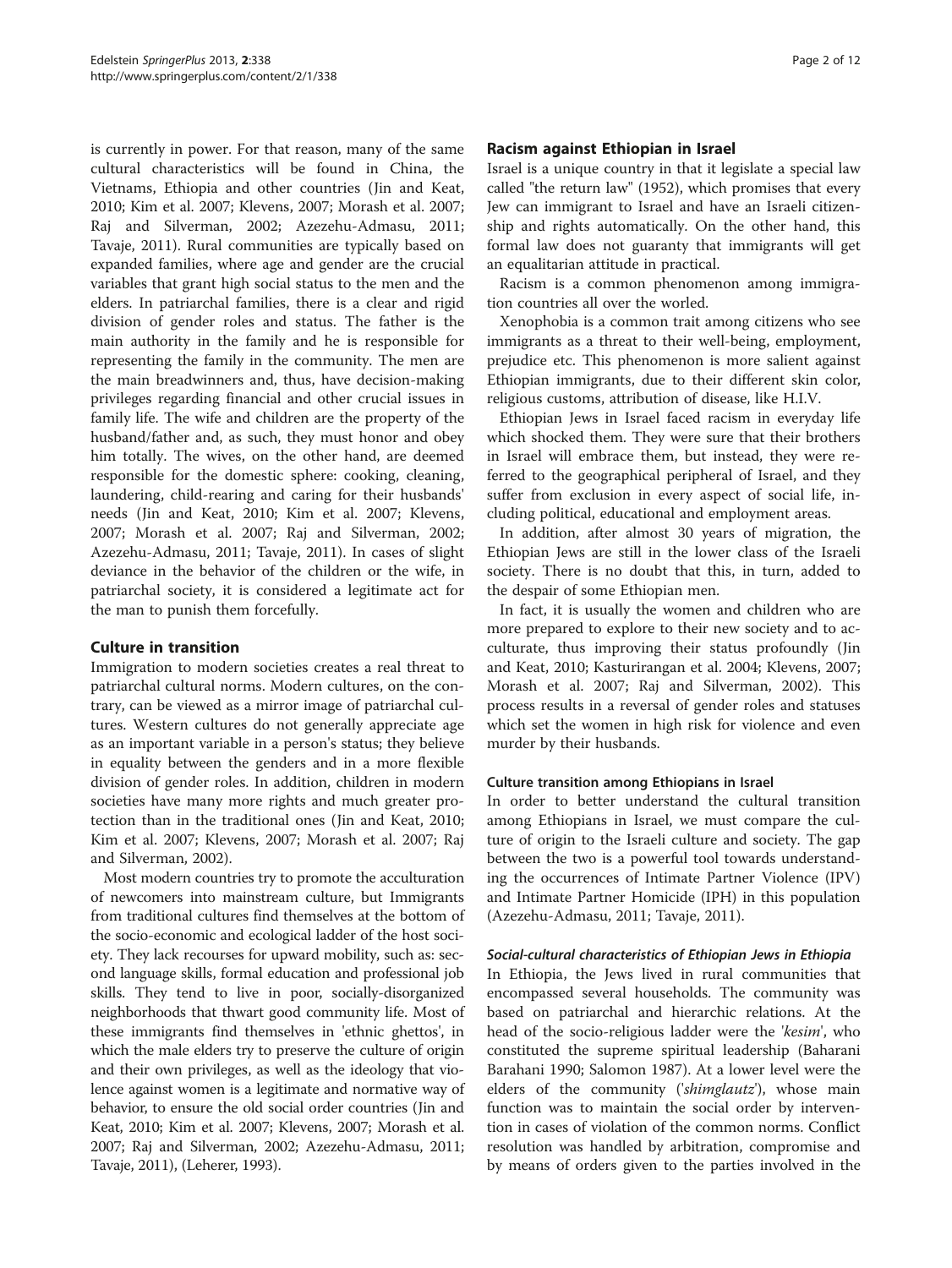is currently in power. For that reason, many of the same cultural characteristics will be found in China, the Vietnams, Ethiopia and other countries (Jin and Keat, 2010; Kim et al. 2007; Klevens, 2007; Morash et al. 2007; Raj and Silverman, 2002; Azezehu-Admasu, 2011; Tavaje, 2011). Rural communities are typically based on expanded families, where age and gender are the crucial variables that grant high social status to the men and the elders. In patriarchal families, there is a clear and rigid division of gender roles and status. The father is the main authority in the family and he is responsible for representing the family in the community. The men are the main breadwinners and, thus, have decision-making privileges regarding financial and other crucial issues in family life. The wife and children are the property of the husband/father and, as such, they must honor and obey him totally. The wives, on the other hand, are deemed responsible for the domestic sphere: cooking, cleaning, laundering, child-rearing and caring for their husbands' needs (Jin and Keat, 2010; Kim et al. 2007; Klevens, 2007; Morash et al. 2007; Raj and Silverman, 2002; Azezehu-Admasu, 2011; Tavaje, 2011). In cases of slight deviance in the behavior of the children or the wife, in patriarchal society, it is considered a legitimate act for the man to punish them forcefully.

## Culture in transition

Immigration to modern societies creates a real threat to patriarchal cultural norms. Modern cultures, on the contrary, can be viewed as a mirror image of patriarchal cultures. Western cultures do not generally appreciate age as an important variable in a person's status; they believe in equality between the genders and in a more flexible division of gender roles. In addition, children in modern societies have many more rights and much greater protection than in the traditional ones (Jin and Keat, 2010; Kim et al. 2007; Klevens, 2007; Morash et al. 2007; Raj and Silverman, 2002).

Most modern countries try to promote the acculturation of newcomers into mainstream culture, but Immigrants from traditional cultures find themselves at the bottom of the socio-economic and ecological ladder of the host society. They lack recourses for upward mobility, such as: second language skills, formal education and professional job skills. They tend to live in poor, socially-disorganized neighborhoods that thwart good community life. Most of these immigrants find themselves in 'ethnic ghettos', in which the male elders try to preserve the culture of origin and their own privileges, as well as the ideology that violence against women is a legitimate and normative way of behavior, to ensure the old social order countries (Jin and Keat, 2010; Kim et al. 2007; Klevens, 2007; Morash et al. 2007; Raj and Silverman, 2002; Azezehu-Admasu, 2011; Tavaje, 2011), (Leherer, 1993).

## Racism against Ethiopian in Israel

Israel is a unique country in that it legislate a special law called "the return law" (1952), which promises that every Jew can immigrant to Israel and have an Israeli citizenship and rights automatically. On the other hand, this formal law does not guaranty that immigrants will get an equalitarian attitude in practical.

Racism is a common phenomenon among immigration countries all over the worled.

Xenophobia is a common trait among citizens who see immigrants as a threat to their well-being, employment, prejudice etc. This phenomenon is more salient against Ethiopian immigrants, due to their different skin color, religious customs, attribution of disease, like H.I.V.

Ethiopian Jews in Israel faced racism in everyday life which shocked them. They were sure that their brothers in Israel will embrace them, but instead, they were referred to the geographical peripheral of Israel, and they suffer from exclusion in every aspect of social life, including political, educational and employment areas.

In addition, after almost 30 years of migration, the Ethiopian Jews are still in the lower class of the Israeli society. There is no doubt that this, in turn, added to the despair of some Ethiopian men.

In fact, it is usually the women and children who are more prepared to explore to their new society and to acculturate, thus improving their status profoundly (Jin and Keat, 2010; Kasturirangan et al. 2004; Klevens, 2007; Morash et al. 2007; Raj and Silverman, 2002). This process results in a reversal of gender roles and statuses which set the women in high risk for violence and even murder by their husbands.

### Culture transition among Ethiopians in Israel

In order to better understand the cultural transition among Ethiopians in Israel, we must compare the culture of origin to the Israeli culture and society. The gap between the two is a powerful tool towards understanding the occurrences of Intimate Partner Violence (IPV) and Intimate Partner Homicide (IPH) in this population (Azezehu-Admasu, 2011; Tavaje, 2011).

#### *Social-cultural characteristics of Ethiopian Jews in Ethiopia*

In Ethiopia, the Jews lived in rural communities that encompassed several households. The community was based on patriarchal and hierarchic relations. At the head of the socio-religious ladder were the '*kesim*', who constituted the supreme spiritual leadership (Baharani Barahani 1990; Salomon 1987). At a lower level were the elders of the community ('*shimglautz*'), whose main function was to maintain the social order by intervention in cases of violation of the common norms. Conflict resolution was handled by arbitration, compromise and by means of orders given to the parties involved in the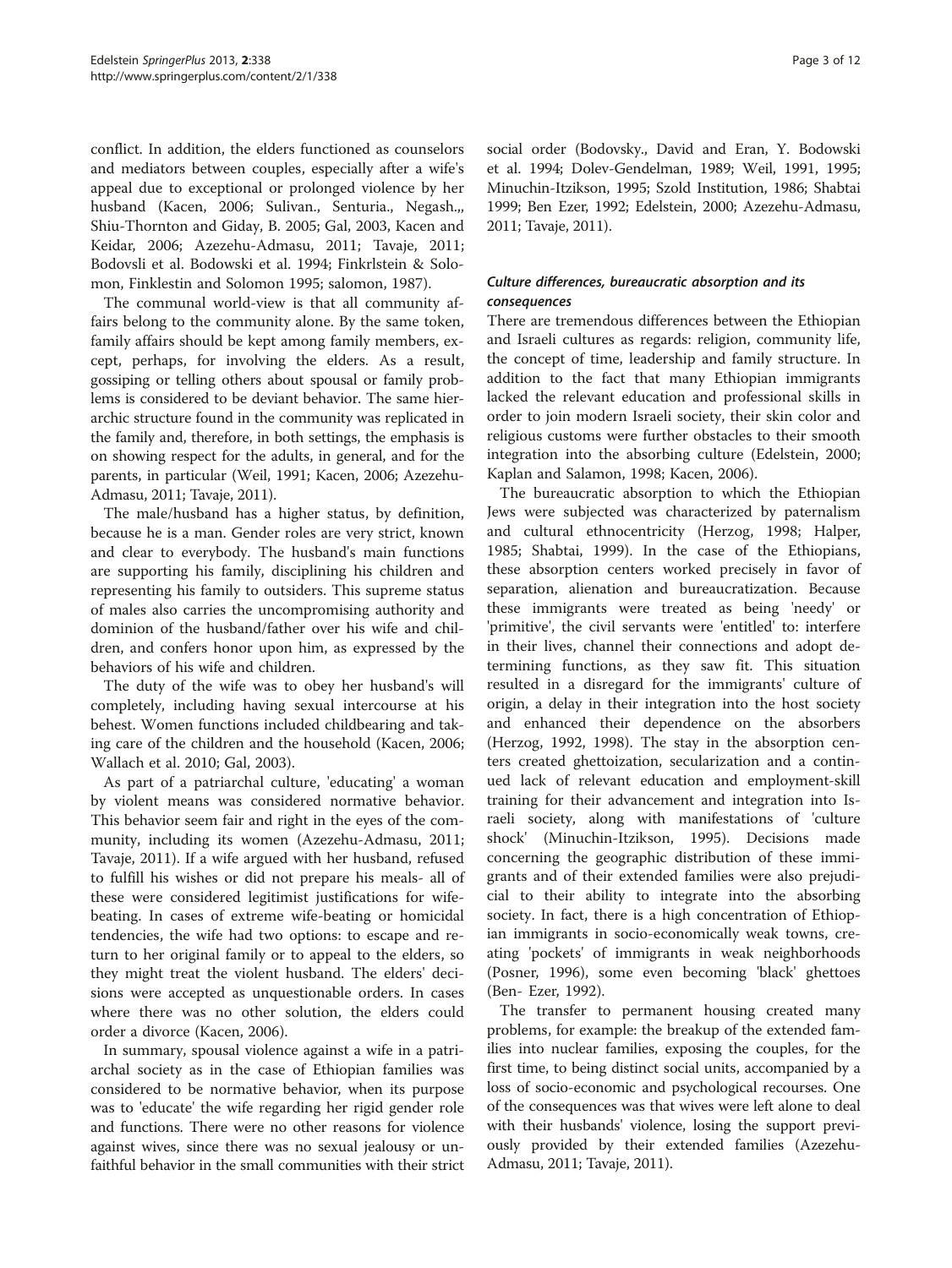conflict. In addition, the elders functioned as counselors and mediators between couples, especially after a wife's appeal due to exceptional or prolonged violence by her husband (Kacen, 2006; Sulivan., Senturia., Negash.,, Shiu-Thornton and Giday, B. 2005; Gal, 2003, Kacen and Keidar, 2006; Azezehu-Admasu, 2011; Tavaje, 2011; Bodovsli et al. Bodowski et al. 1994; Finkrlstein & Solomon, Finklestin and Solomon 1995; salomon, 1987).

The communal world-view is that all community affairs belong to the community alone. By the same token, family affairs should be kept among family members, except, perhaps, for involving the elders. As a result, gossiping or telling others about spousal or family problems is considered to be deviant behavior. The same hierarchic structure found in the community was replicated in the family and, therefore, in both settings, the emphasis is on showing respect for the adults, in general, and for the parents, in particular (Weil, 1991; Kacen, 2006; Azezehu-Admasu, 2011; Tavaje, 2011).

The male/husband has a higher status, by definition, because he is a man. Gender roles are very strict, known and clear to everybody. The husband's main functions are supporting his family, disciplining his children and representing his family to outsiders. This supreme status of males also carries the uncompromising authority and dominion of the husband/father over his wife and children, and confers honor upon him, as expressed by the behaviors of his wife and children.

The duty of the wife was to obey her husband's will completely, including having sexual intercourse at his behest. Women functions included childbearing and taking care of the children and the household (Kacen, 2006; Wallach et al. 2010; Gal, 2003).

As part of a patriarchal culture, 'educating' a woman by violent means was considered normative behavior. This behavior seem fair and right in the eyes of the community, including its women (Azezehu-Admasu, 2011; Tavaje, 2011). If a wife argued with her husband, refused to fulfill his wishes or did not prepare his meals- all of these were considered legitimist justifications for wife-beating. In cases of extreme wife-beating or homicidal tendencies, the wife had two options: to escape and return to her original family or to appeal to the elders, so they might treat the violent husband. The elders' decisions were accepted as unquestionable orders. In cases where there was no other solution, the elders could order a divorce (Kacen, 2006).

In summary, spousal violence against a wife in a patriarchal society as in the case of Ethiopian families was considered to be normative behavior, when its purpose was to 'educate' the wife regarding her rigid gender role and functions. There were no other reasons for violence against wives, since there was no sexual jealousy or unfaithful behavior in the small communities with their strict social order (Bodovsky., David and Eran, Y. Bodowski et al. 1994; Dolev-Gendelman, 1989; Weil, 1991, 1995; Minuchin-Itzikson, 1995; Szold Institution, 1986; Shabtai 1999; Ben Ezer, 1992; Edelstein, 2000; Azezehu-Admasu, 2011; Tavaje, 2011).

### *Culture differences, bureaucratic absorption and its consequences*

There are tremendous differences between the Ethiopian and Israeli cultures as regards: religion, community life, the concept of time, leadership and family structure. In addition to the fact that many Ethiopian immigrants lacked the relevant education and professional skills in order to join modern Israeli society, their skin color and religious customs were further obstacles to their smooth integration into the absorbing culture (Edelstein, 2000; Kaplan and Salamon, 1998; Kacen, 2006).

The bureaucratic absorption to which the Ethiopian Jews were subjected was characterized by paternalism and cultural ethnocentricity (Herzog, 1998; Halper, 1985; Shabtai, 1999). In the case of the Ethiopians, these absorption centers worked precisely in favor of separation, alienation and bureaucratization. Because these immigrants were treated as being 'needy' or 'primitive', the civil servants were 'entitled' to: interfere in their lives, channel their connections and adopt determining functions, as they saw fit. This situation resulted in a disregard for the immigrants' culture of origin, a delay in their integration into the host society and enhanced their dependence on the absorbers (Herzog, 1992, 1998). The stay in the absorption centers created ghettoization, secularization and a continued lack of relevant education and employment-skill training for their advancement and integration into Israeli society, along with manifestations of 'culture shock' (Minuchin-Itzikson, 1995). Decisions made concerning the geographic distribution of these immigrants and of their extended families were also prejudicial to their ability to integrate into the absorbing society. In fact, there is a high concentration of Ethiopian immigrants in socio-economically weak towns, creating 'pockets' of immigrants in weak neighborhoods (Posner, 1996), some even becoming 'black' ghettoes (Ben- Ezer, 1992).

The transfer to permanent housing created many problems, for example: the breakup of the extended families into nuclear families, exposing the couples, for the first time, to being distinct social units, accompanied by a loss of socio-economic and psychological recourses. One of the consequences was that wives were left alone to deal with their husbands' violence, losing the support previously provided by their extended families (Azezehu-Admasu, 2011; Tavaje, 2011).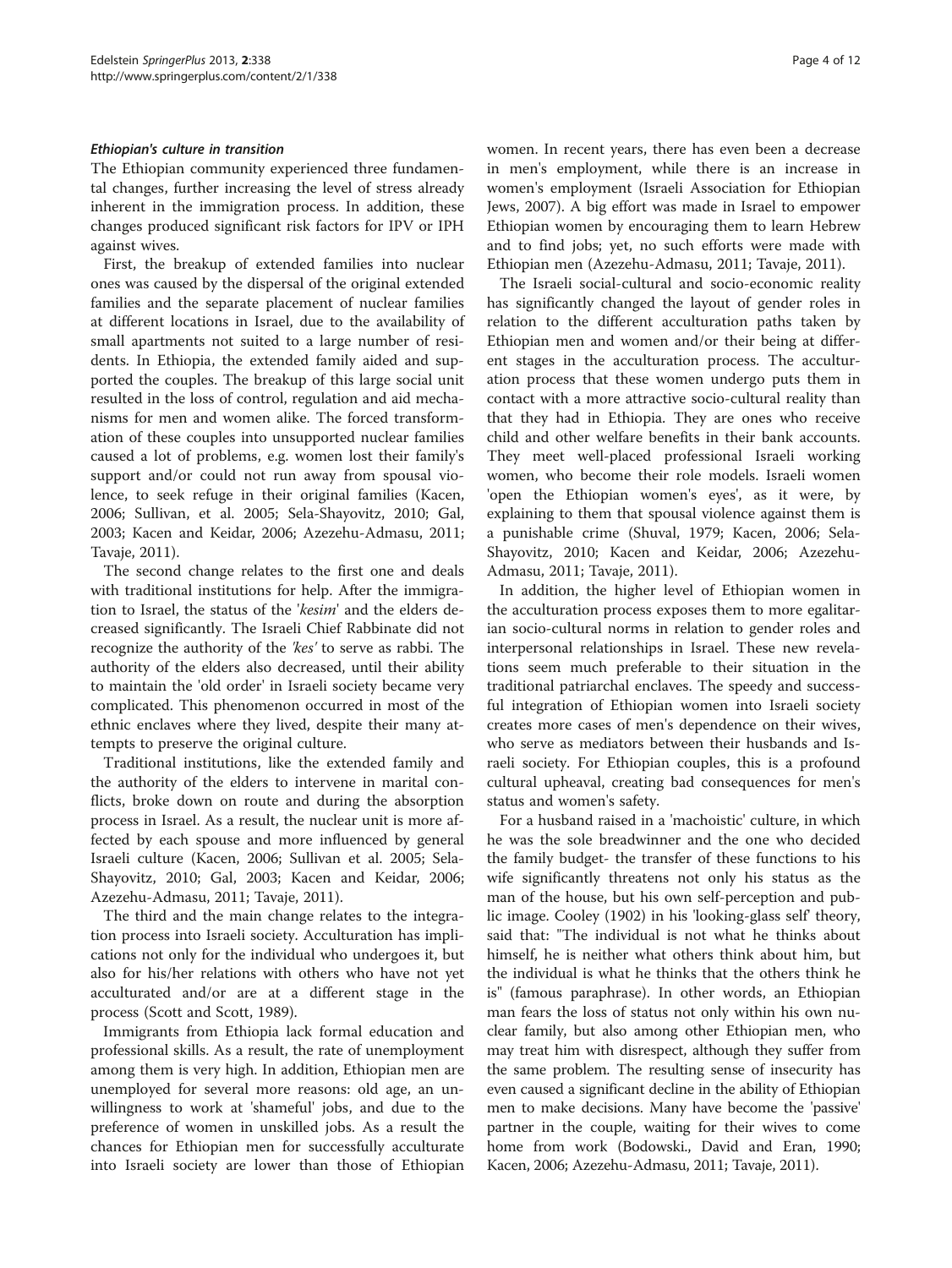### *Ethiopian's culture in transition*

The Ethiopian community experienced three fundamental changes, further increasing the level of stress already inherent in the immigration process. In addition, these changes produced significant risk factors for IPV or IPH against wives.

First, the breakup of extended families into nuclear ones was caused by the dispersal of the original extended families and the separate placement of nuclear families at different locations in Israel, due to the availability of small apartments not suited to a large number of residents. In Ethiopia, the extended family aided and supported the couples. The breakup of this large social unit resulted in the loss of control, regulation and aid mechanisms for men and women alike. The forced transformation of these couples into unsupported nuclear families caused a lot of problems, e.g. women lost their family's support and/or could not run away from spousal violence, to seek refuge in their original families (Kacen, 2006; Sullivan, et al. 2005; Sela-Shayovitz, 2010; Gal, 2003; Kacen and Keidar, 2006; Azezehu-Admasu, 2011; Tavaje, 2011).

The second change relates to the first one and deals with traditional institutions for help. After the immigration to Israel, the status of the '*kesim*' and the elders decreased significantly. The Israeli Chief Rabbinate did not recognize the authority of the '*kes*' to serve as rabbi. The authority of the elders also decreased, until their ability to maintain the 'old order' in Israeli society became very complicated. This phenomenon occurred in most of the ethnic enclaves where they lived, despite their many attempts to preserve the original culture.

Traditional institutions, like the extended family and the authority of the elders to intervene in marital conflicts, broke down on route and during the absorption process in Israel. As a result, the nuclear unit is more affected by each spouse and more influenced by general Israeli culture (Kacen, 2006; Sullivan et al. 2005; Sela-Shayovitz, 2010; Gal, 2003; Kacen and Keidar, 2006; Azezehu-Admasu, 2011; Tavaje, 2011).

The third and the main change relates to the integration process into Israeli society. Acculturation has implications not only for the individual who undergoes it, but also for his/her relations with others who have not yet acculturated and/or are at a different stage in the process (Scott and Scott, 1989).

Immigrants from Ethiopia lack formal education and professional skills. As a result, the rate of unemployment among them is very high. In addition, Ethiopian men are unemployed for several more reasons: old age, an unwillingness to work at 'shameful' jobs, and due to the preference of women in unskilled jobs. As a result the chances for Ethiopian men for successfully acculturate into Israeli society are lower than those of Ethiopian women. In recent years, there has even been a decrease in men's employment, while there is an increase in women's employment (Israeli Association for Ethiopian Jews, 2007). A big effort was made in Israel to empower Ethiopian women by encouraging them to learn Hebrew and to find jobs; yet, no such efforts were made with Ethiopian men (Azezehu-Admasu, 2011; Tavaje, 2011).

The Israeli social-cultural and socio-economic reality has significantly changed the layout of gender roles in relation to the different acculturation paths taken by Ethiopian men and women and/or their being at different stages in the acculturation process. The acculturation process that these women undergo puts them in contact with a more attractive socio-cultural reality than that they had in Ethiopia. They are ones who receive child and other welfare benefits in their bank accounts. They meet well-placed professional Israeli working women, who become their role models. Israeli women 'open the Ethiopian women's eyes', as it were, by explaining to them that spousal violence against them is a punishable crime (Shuval, 1979; Kacen, 2006; Sela-Shayovitz, 2010; Kacen and Keidar, 2006; Azezehu-Admasu, 2011; Tavaje, 2011).

In addition, the higher level of Ethiopian women in the acculturation process exposes them to more egalitarian socio-cultural norms in relation to gender roles and interpersonal relationships in Israel. These new revelations seem much preferable to their situation in the traditional patriarchal enclaves. The speedy and successful integration of Ethiopian women into Israeli society creates more cases of men's dependence on their wives, who serve as mediators between their husbands and Israeli society. For Ethiopian couples, this is a profound cultural upheaval, creating bad consequences for men's status and women's safety.

For a husband raised in a 'machoistic' culture, in which he was the sole breadwinner and the one who decided the family budget- the transfer of these functions to his wife significantly threatens not only his status as the man of the house, but his own self-perception and public image. Cooley (1902) in his 'looking-glass self' theory, said that: "The individual is not what he thinks about himself, he is neither what others think about him, but the individual is what he thinks that the others think he is" (famous paraphrase). In other words, an Ethiopian man fears the loss of status not only within his own nuclear family, but also among other Ethiopian men, who may treat him with disrespect, although they suffer from the same problem. The resulting sense of insecurity has even caused a significant decline in the ability of Ethiopian men to make decisions. Many have become the 'passive' partner in the couple, waiting for their wives to come home from work (Bodowski., David and Eran, 1990; Kacen, 2006; Azezehu-Admasu, 2011; Tavaje, 2011).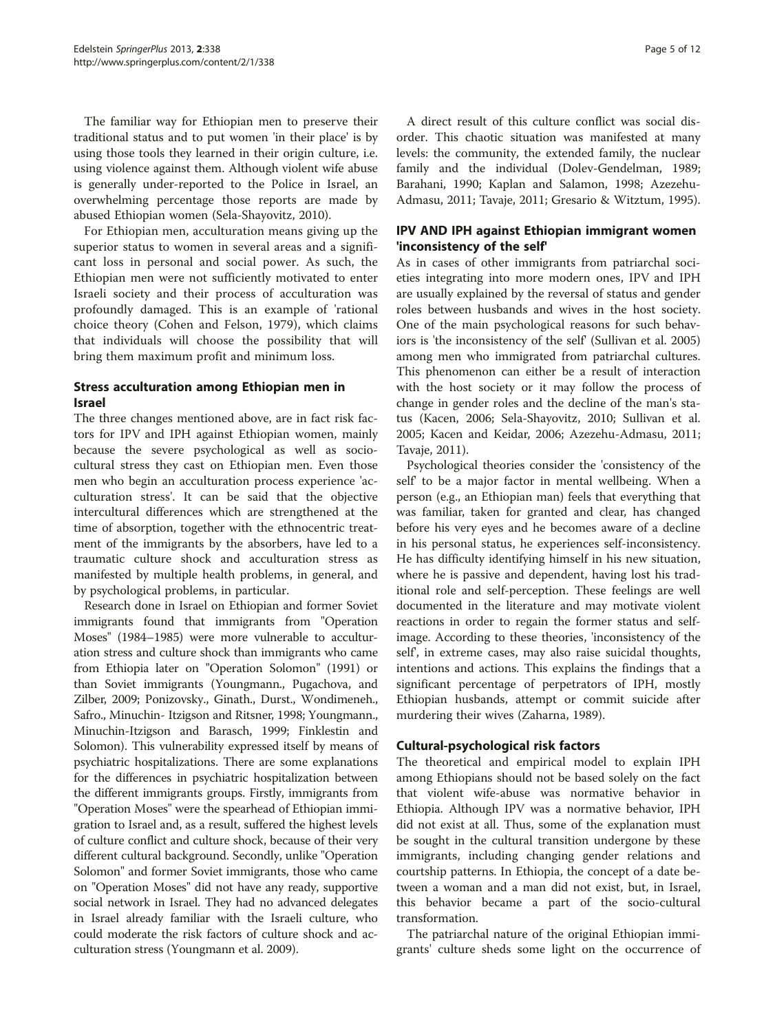The familiar way for Ethiopian men to preserve their traditional status and to put women 'in their place' is by using those tools they learned in their origin culture, i.e. using violence against them. Although violent wife abuse is generally under-reported to the Police in Israel, an overwhelming percentage those reports are made by abused Ethiopian women (Sela-Shayovitz, 2010).

For Ethiopian men, acculturation means giving up the superior status to women in several areas and a significant loss in personal and social power. As such, the Ethiopian men were not sufficiently motivated to enter Israeli society and their process of acculturation was profoundly damaged. This is an example of 'rational choice theory (Cohen and Felson, 1979), which claims that individuals will choose the possibility that will bring them maximum profit and minimum loss.

## Stress acculturation among Ethiopian men in Israel

The three changes mentioned above, are in fact risk factors for IPV and IPH against Ethiopian women, mainly because the severe psychological as well as sociocultural stress they cast on Ethiopian men. Even those men who begin an acculturation process experience 'acculturation stress'. It can be said that the objective intercultural differences which are strengthened at the time of absorption, together with the ethnocentric treatment of the immigrants by the absorbers, have led to a traumatic culture shock and acculturation stress as manifested by multiple health problems, in general, and by psychological problems, in particular.

Research done in Israel on Ethiopian and former Soviet immigrants found that immigrants from "Operation Moses" (1984–1985) were more vulnerable to acculturation stress and culture shock than immigrants who came from Ethiopia later on "Operation Solomon" (1991) or than Soviet immigrants (Youngmann., Pugachova, and Zilber, 2009; Ponizovsky., Ginath., Durst., Wondimeneh., Safro., Minuchin- Itzigson and Ritsner, 1998; Youngmann., Minuchin-Itzigson and Barasch, 1999; Finklestin and Solomon). This vulnerability expressed itself by means of psychiatric hospitalizations. There are some explanations for the differences in psychiatric hospitalization between the different immigrants groups. Firstly, immigrants from "Operation Moses" were the spearhead of Ethiopian immigration to Israel and, as a result, suffered the highest levels of culture conflict and culture shock, because of their very different cultural background. Secondly, unlike "Operation Solomon" and former Soviet immigrants, those who came on "Operation Moses" did not have any ready, supportive social network in Israel. They had no advanced delegates in Israel already familiar with the Israeli culture, who could moderate the risk factors of culture shock and acculturation stress (Youngmann et al. 2009).

A direct result of this culture conflict was social disorder. This chaotic situation was manifested at many levels: the community, the extended family, the nuclear family and the individual (Dolev-Gendelman, 1989; Barahani, 1990; Kaplan and Salamon, 1998; Azezehu-Admasu, 2011; Tavaje, 2011; Gresario & Witztum, 1995).

## IPV AND IPH against Ethiopian immigrant women 'inconsistency of the self'

As in cases of other immigrants from patriarchal societies integrating into more modern ones, IPV and IPH are usually explained by the reversal of status and gender roles between husbands and wives in the host society. One of the main psychological reasons for such behaviors is 'the inconsistency of the self' (Sullivan et al. 2005) among men who immigrated from patriarchal cultures. This phenomenon can either be a result of interaction with the host society or it may follow the process of change in gender roles and the decline of the man's status (Kacen, 2006; Sela-Shayovitz, 2010; Sullivan et al. 2005; Kacen and Keidar, 2006; Azezehu-Admasu, 2011; Tavaje, 2011).

Psychological theories consider the 'consistency of the self' to be a major factor in mental wellbeing. When a person (e.g., an Ethiopian man) feels that everything that was familiar, taken for granted and clear, has changed before his very eyes and he becomes aware of a decline in his personal status, he experiences self-inconsistency. He has difficulty identifying himself in his new situation, where he is passive and dependent, having lost his traditional role and self-perception. These feelings are well documented in the literature and may motivate violent reactions in order to regain the former status and self-image. According to these theories, 'inconsistency of the self', in extreme cases, may also raise suicidal thoughts, intentions and actions. This explains the findings that a significant percentage of perpetrators of IPH, mostly Ethiopian husbands, attempt or commit suicide after murdering their wives (Zaharna, 1989).

## Cultural-psychological risk factors

The theoretical and empirical model to explain IPH among Ethiopians should not be based solely on the fact that violent wife-abuse was normative behavior in Ethiopia. Although IPV was a normative behavior, IPH did not exist at all. Thus, some of the explanation must be sought in the cultural transition undergone by these immigrants, including changing gender relations and courtship patterns. In Ethiopia, the concept of a date between a woman and a man did not exist, but, in Israel, this behavior became a part of the socio-cultural transformation.

The patriarchal nature of the original Ethiopian immigrants' culture sheds some light on the occurrence of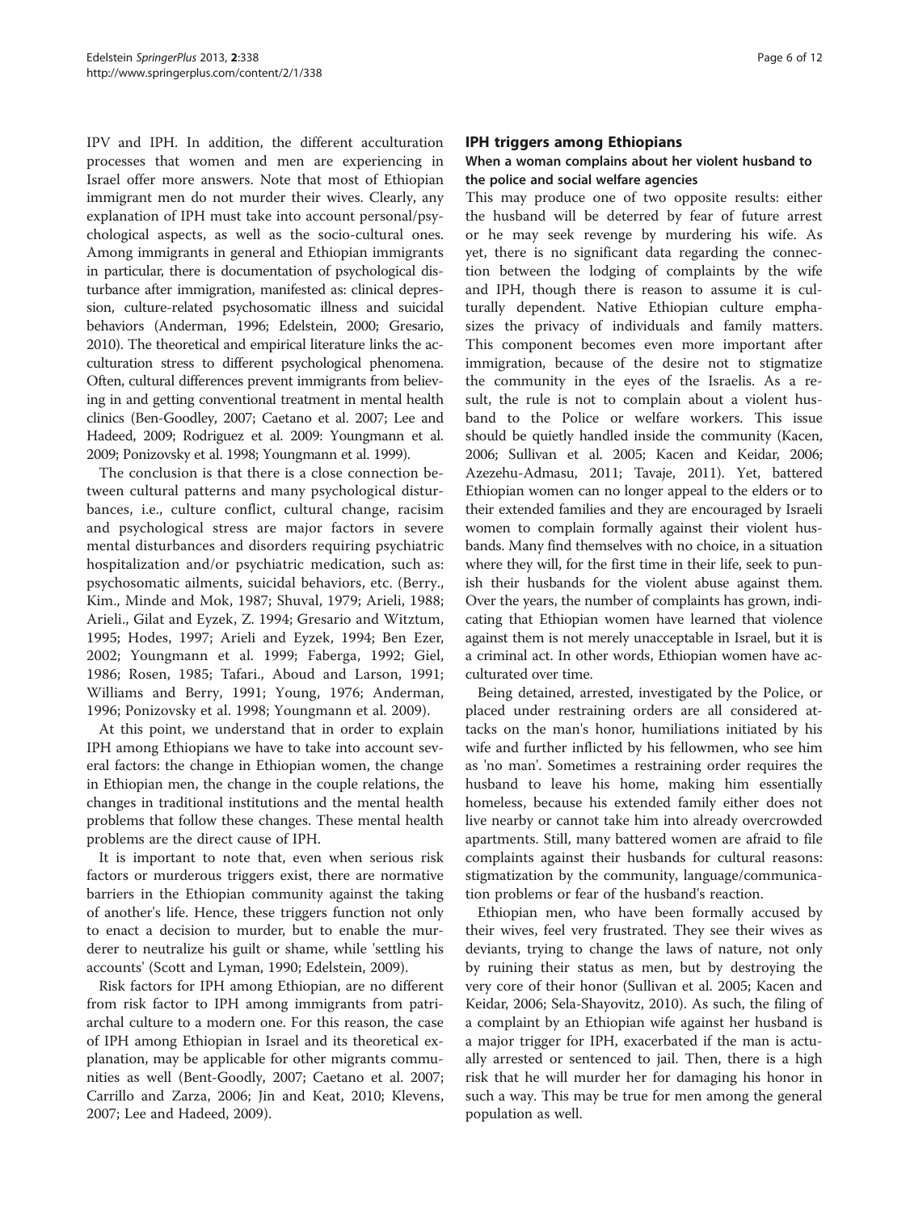IPV and IPH. In addition, the different acculturation processes that women and men are experiencing in Israel offer more answers. Note that most of Ethiopian immigrant men do not murder their wives. Clearly, any explanation of IPH must take into account personal/psychological aspects, as well as the socio-cultural ones. Among immigrants in general and Ethiopian immigrants in particular, there is documentation of psychological disturbance after immigration, manifested as: clinical depression, culture-related psychosomatic illness and suicidal behaviors (Anderman, 1996; Edelstein, 2000; Gresario, 2010). The theoretical and empirical literature links the acculturation stress to different psychological phenomena. Often, cultural differences prevent immigrants from believing in and getting conventional treatment in mental health clinics (Ben-Goodley, 2007; Caetano et al. 2007; Lee and Hadeed, 2009; Rodriguez et al. 2009: Youngmann et al. 2009; Ponizovsky et al. 1998; Youngmann et al. 1999).

The conclusion is that there is a close connection between cultural patterns and many psychological disturbances, i.e., culture conflict, cultural change, racisim and psychological stress are major factors in severe mental disturbances and disorders requiring psychiatric hospitalization and/or psychiatric medication, such as: psychosomatic ailments, suicidal behaviors, etc. (Berry., Kim., Minde and Mok, 1987; Shuval, 1979; Arieli, 1988; Arieli., Gilat and Eyzek, Z. 1994; Gresario and Witztum, 1995; Hodes, 1997; Arieli and Eyzek, 1994; Ben Ezer, 2002; Youngmann et al. 1999; Faberga, 1992; Giel, 1986; Rosen, 1985; Tafari., Aboud and Larson, 1991; Williams and Berry, 1991; Young, 1976; Anderman, 1996; Ponizovsky et al. 1998; Youngmann et al. 2009).

At this point, we understand that in order to explain IPH among Ethiopians we have to take into account several factors: the change in Ethiopian women, the change in Ethiopian men, the change in the couple relations, the changes in traditional institutions and the mental health problems that follow these changes. These mental health problems are the direct cause of IPH.

It is important to note that, even when serious risk factors or murderous triggers exist, there are normative barriers in the Ethiopian community against the taking of another's life. Hence, these triggers function not only to enact a decision to murder, but to enable the murderer to neutralize his guilt or shame, while 'settling his accounts' (Scott and Lyman, 1990; Edelstein, 2009).

Risk factors for IPH among Ethiopian, are no different from risk factor to IPH among immigrants from patriarchal culture to a modern one. For this reason, the case of IPH among Ethiopian in Israel and its theoretical explanation, may be applicable for other migrants communities as well (Bent-Goodly, 2007; Caetano et al. 2007; Carrillo and Zarza, 2006; Jin and Keat, 2010; Klevens, 2007; Lee and Hadeed, 2009).

## IPH triggers among Ethiopians

### When a woman complains about her violent husband to the police and social welfare agencies

This may produce one of two opposite results: either the husband will be deterred by fear of future arrest or he may seek revenge by murdering his wife. As yet, there is no significant data regarding the connection between the lodging of complaints by the wife and IPH, though there is reason to assume it is culturally dependent. Native Ethiopian culture emphasizes the privacy of individuals and family matters. This component becomes even more important after immigration, because of the desire not to stigmatize the community in the eyes of the Israelis. As a result, the rule is not to complain about a violent husband to the Police or welfare workers. This issue should be quietly handled inside the community (Kacen, 2006; Sullivan et al. 2005; Kacen and Keidar, 2006; Azezehu-Admasu, 2011; Tavaje, 2011). Yet, battered Ethiopian women can no longer appeal to the elders or to their extended families and they are encouraged by Israeli women to complain formally against their violent husbands. Many find themselves with no choice, in a situation where they will, for the first time in their life, seek to punish their husbands for the violent abuse against them. Over the years, the number of complaints has grown, indicating that Ethiopian women have learned that violence against them is not merely unacceptable in Israel, but it is a criminal act. In other words, Ethiopian women have acculturated over time.

Being detained, arrested, investigated by the Police, or placed under restraining orders are all considered attacks on the man's honor, humiliations initiated by his wife and further inflicted by his fellowmen, who see him as 'no man'. Sometimes a restraining order requires the husband to leave his home, making him essentially homeless, because his extended family either does not live nearby or cannot take him into already overcrowded apartments. Still, many battered women are afraid to file complaints against their husbands for cultural reasons: stigmatization by the community, language/communication problems or fear of the husband's reaction.

Ethiopian men, who have been formally accused by their wives, feel very frustrated. They see their wives as deviants, trying to change the laws of nature, not only by ruining their status as men, but by destroying the very core of their honor (Sullivan et al. 2005; Kacen and Keidar, 2006; Sela-Shayovitz, 2010). As such, the filing of a complaint by an Ethiopian wife against her husband is a major trigger for IPH, exacerbated if the man is actually arrested or sentenced to jail. Then, there is a high risk that he will murder her for damaging his honor in such a way. This may be true for men among the general population as well.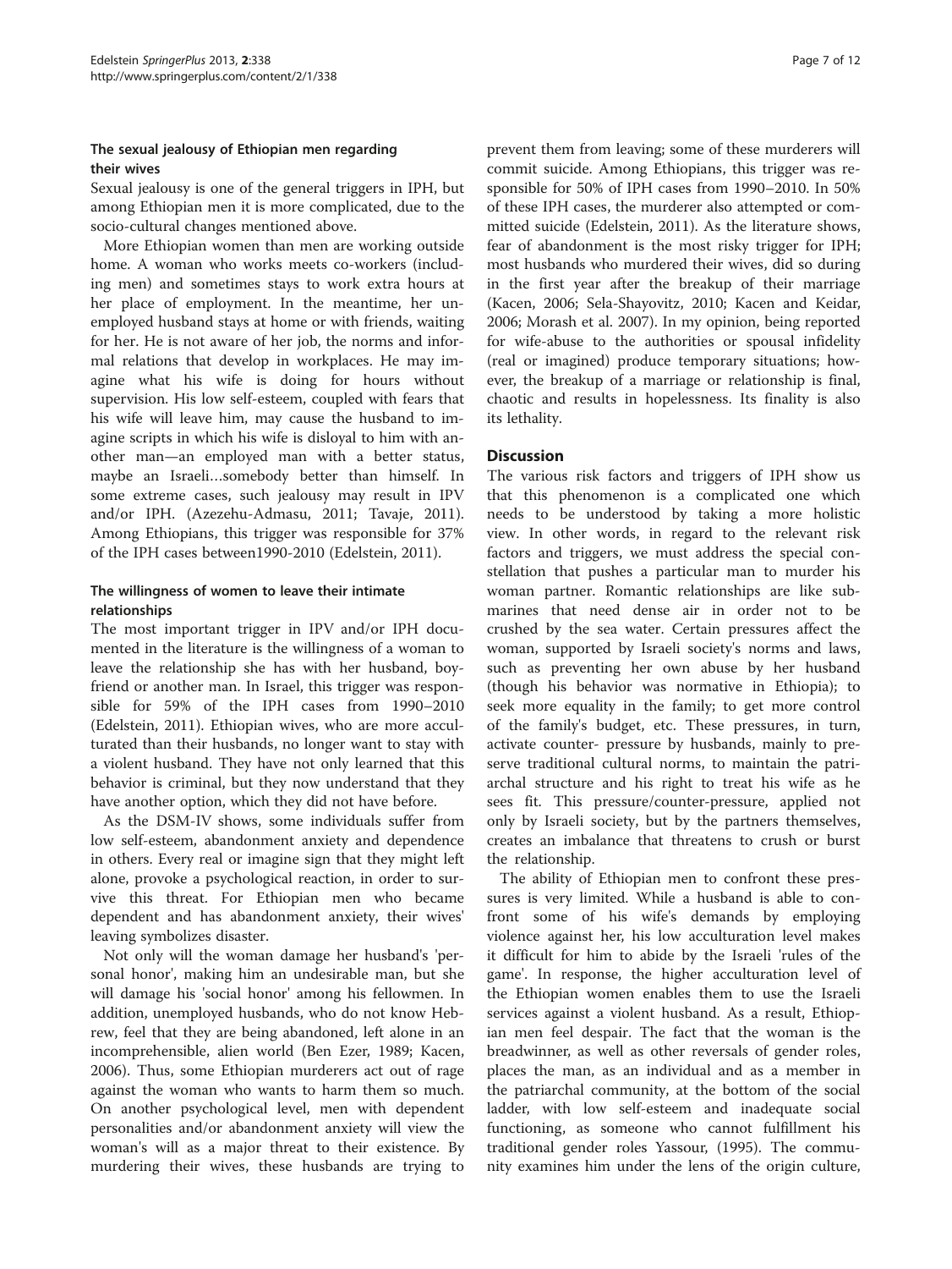### The sexual jealousy of Ethiopian men regarding their wives

Sexual jealousy is one of the general triggers in IPH, but among Ethiopian men it is more complicated, due to the socio-cultural changes mentioned above.

More Ethiopian women than men are working outside home. A woman who works meets co-workers (including men) and sometimes stays to work extra hours at her place of employment. In the meantime, her unemployed husband stays at home or with friends, waiting for her. He is not aware of her job, the norms and informal relations that develop in workplaces. He may imagine what his wife is doing for hours without supervision. His low self-esteem, coupled with fears that his wife will leave him, may cause the husband to imagine scripts in which his wife is disloyal to him with another man—an employed man with a better status, maybe an Israeli…somebody better than himself. In some extreme cases, such jealousy may result in IPV and/or IPH. (Azezehu-Admasu, 2011; Tavaje, 2011). Among Ethiopians, this trigger was responsible for 37% of the IPH cases between1990-2010 (Edelstein, 2011).

### The willingness of women to leave their intimate relationships

The most important trigger in IPV and/or IPH documented in the literature is the willingness of a woman to leave the relationship she has with her husband, boyfriend or another man. In Israel, this trigger was responsible for 59% of the IPH cases from 1990–2010 (Edelstein, 2011). Ethiopian wives, who are more acculturated than their husbands, no longer want to stay with a violent husband. They have not only learned that this behavior is criminal, but they now understand that they have another option, which they did not have before.

As the DSM-IV shows, some individuals suffer from low self-esteem, abandonment anxiety and dependence in others. Every real or imagine sign that they might left alone, provoke a psychological reaction, in order to survive this threat. For Ethiopian men who became dependent and has abandonment anxiety, their wives' leaving symbolizes disaster.

Not only will the woman damage her husband's 'personal honor', making him an undesirable man, but she will damage his 'social honor' among his fellowmen. In addition, unemployed husbands, who do not know Hebrew, feel that they are being abandoned, left alone in an incomprehensible, alien world (Ben Ezer, 1989; Kacen, 2006). Thus, some Ethiopian murderers act out of rage against the woman who wants to harm them so much. On another psychological level, men with dependent personalities and/or abandonment anxiety will view the woman's will as a major threat to their existence. By murdering their wives, these husbands are trying to prevent them from leaving; some of these murderers will commit suicide. Among Ethiopians, this trigger was responsible for 50% of IPH cases from 1990–2010. In 50% of these IPH cases, the murderer also attempted or committed suicide (Edelstein, 2011). As the literature shows, fear of abandonment is the most risky trigger for IPH; most husbands who murdered their wives, did so during in the first year after the breakup of their marriage (Kacen, 2006; Sela-Shayovitz, 2010; Kacen and Keidar, 2006; Morash et al. 2007). In my opinion, being reported for wife-abuse to the authorities or spousal infidelity (real or imagined) produce temporary situations; however, the breakup of a marriage or relationship is final, chaotic and results in hopelessness. Its finality is also its lethality.

## Discussion

The various risk factors and triggers of IPH show us that this phenomenon is a complicated one which needs to be understood by taking a more holistic view. In other words, in regard to the relevant risk factors and triggers, we must address the special constellation that pushes a particular man to murder his woman partner. Romantic relationships are like submarines that need dense air in order not to be crushed by the sea water. Certain pressures affect the woman, supported by Israeli society's norms and laws, such as preventing her own abuse by her husband (though his behavior was normative in Ethiopia); to seek more equality in the family; to get more control of the family's budget, etc. These pressures, in turn, activate counter- pressure by husbands, mainly to preserve traditional cultural norms, to maintain the patriarchal structure and his right to treat his wife as he sees fit. This pressure/counter-pressure, applied not only by Israeli society, but by the partners themselves, creates an imbalance that threatens to crush or burst the relationship.

The ability of Ethiopian men to confront these pressures is very limited. While a husband is able to confront some of his wife's demands by employing violence against her, his low acculturation level makes it difficult for him to abide by the Israeli 'rules of the game'. In response, the higher acculturation level of the Ethiopian women enables them to use the Israeli services against a violent husband. As a result, Ethiopian men feel despair. The fact that the woman is the breadwinner, as well as other reversals of gender roles, places the man, as an individual and as a member in the patriarchal community, at the bottom of the social ladder, with low self-esteem and inadequate social functioning, as someone who cannot fulfillment his traditional gender roles Yassour, (1995). The community examines him under the lens of the origin culture,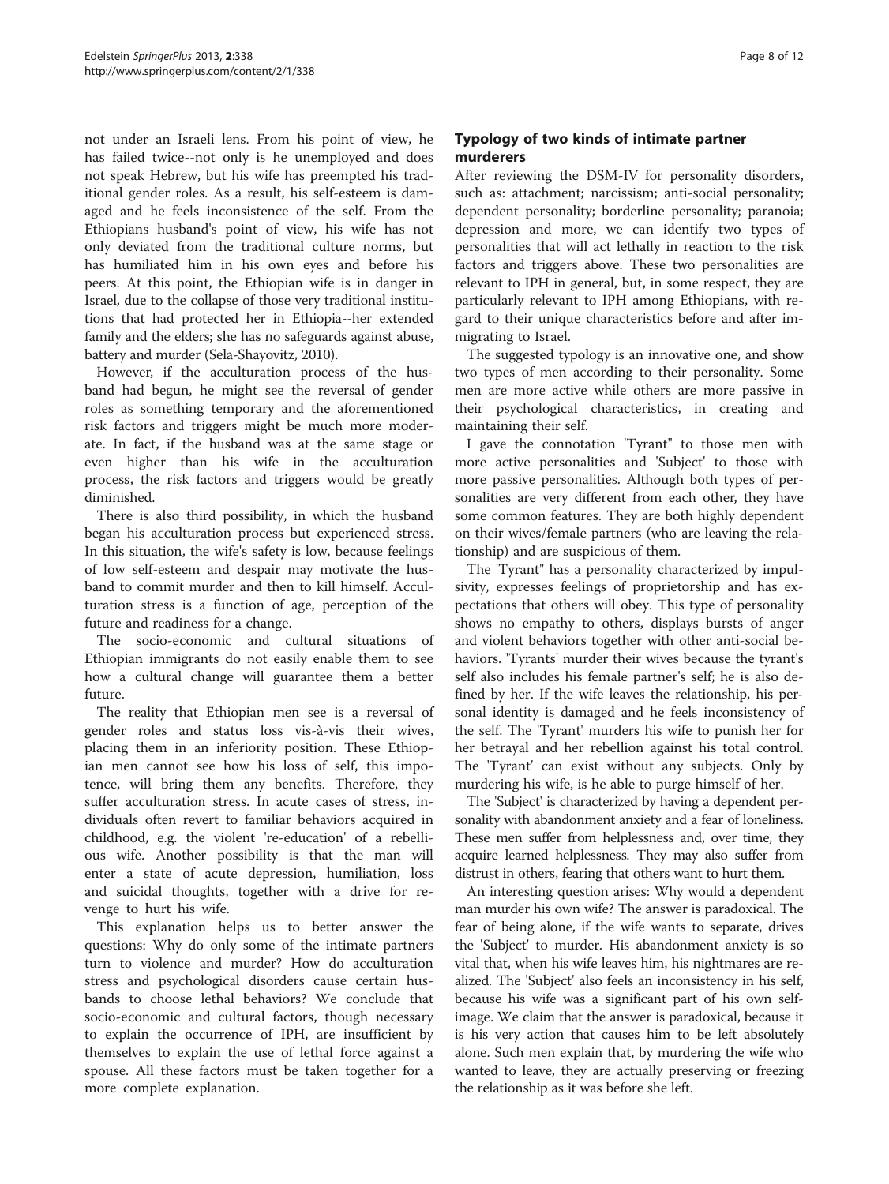not under an Israeli lens. From his point of view, he has failed twice--not only is he unemployed and does not speak Hebrew, but his wife has preempted his traditional gender roles. As a result, his self-esteem is damaged and he feels inconsistence of the self. From the Ethiopians husband's point of view, his wife has not only deviated from the traditional culture norms, but has humiliated him in his own eyes and before his peers. At this point, the Ethiopian wife is in danger in Israel, due to the collapse of those very traditional institutions that had protected her in Ethiopia--her extended family and the elders; she has no safeguards against abuse, battery and murder (Sela-Shayovitz, 2010).

However, if the acculturation process of the husband had begun, he might see the reversal of gender roles as something temporary and the aforementioned risk factors and triggers might be much more moderate. In fact, if the husband was at the same stage or even higher than his wife in the acculturation process, the risk factors and triggers would be greatly diminished.

There is also third possibility, in which the husband began his acculturation process but experienced stress. In this situation, the wife's safety is low, because feelings of low self-esteem and despair may motivate the husband to commit murder and then to kill himself. Acculturation stress is a function of age, perception of the future and readiness for a change.

The socio-economic and cultural situations of Ethiopian immigrants do not easily enable them to see how a cultural change will guarantee them a better future.

The reality that Ethiopian men see is a reversal of gender roles and status loss vis-à-vis their wives, placing them in an inferiority position. These Ethiopian men cannot see how his loss of self, this impotence, will bring them any benefits. Therefore, they suffer acculturation stress. In acute cases of stress, individuals often revert to familiar behaviors acquired in childhood, e.g. the violent 're-education' of a rebellious wife. Another possibility is that the man will enter a state of acute depression, humiliation, loss and suicidal thoughts, together with a drive for revenge to hurt his wife.

This explanation helps us to better answer the questions: Why do only some of the intimate partners turn to violence and murder? How do acculturation stress and psychological disorders cause certain husbands to choose lethal behaviors? We conclude that socio-economic and cultural factors, though necessary to explain the occurrence of IPH, are insufficient by themselves to explain the use of lethal force against a spouse. All these factors must be taken together for a more complete explanation.

## Typology of two kinds of intimate partner murderers

After reviewing the DSM-IV for personality disorders, such as: attachment; narcissism; anti-social personality; dependent personality; borderline personality; paranoia; depression and more, we can identify two types of personalities that will act lethally in reaction to the risk factors and triggers above. These two personalities are relevant to IPH in general, but, in some respect, they are particularly relevant to IPH among Ethiopians, with regard to their unique characteristics before and after immigrating to Israel.

The suggested typology is an innovative one, and show two types of men according to their personality. Some men are more active while others are more passive in their psychological characteristics, in creating and maintaining their self.

I gave the connotation 'Tyrant" to those men with more active personalities and 'Subject' to those with more passive personalities. Although both types of personalities are very different from each other, they have some common features. They are both highly dependent on their wives/female partners (who are leaving the relationship) and are suspicious of them.

The 'Tyrant" has a personality characterized by impulsivity, expresses feelings of proprietorship and has expectations that others will obey. This type of personality shows no empathy to others, displays bursts of anger and violent behaviors together with other anti-social behaviors. 'Tyrants' murder their wives because the tyrant's self also includes his female partner's self; he is also defined by her. If the wife leaves the relationship, his personal identity is damaged and he feels inconsistency of the self. The 'Tyrant' murders his wife to punish her for her betrayal and her rebellion against his total control. The 'Tyrant' can exist without any subjects. Only by murdering his wife, is he able to purge himself of her.

The 'Subject' is characterized by having a dependent personality with abandonment anxiety and a fear of loneliness. These men suffer from helplessness and, over time, they acquire learned helplessness. They may also suffer from distrust in others, fearing that others want to hurt them.

An interesting question arises: Why would a dependent man murder his own wife? The answer is paradoxical. The fear of being alone, if the wife wants to separate, drives the 'Subject' to murder. His abandonment anxiety is so vital that, when his wife leaves him, his nightmares are realized. The 'Subject' also feels an inconsistency in his self, because his wife was a significant part of his own self-image. We claim that the answer is paradoxical, because it is his very action that causes him to be left absolutely alone. Such men explain that, by murdering the wife who wanted to leave, they are actually preserving or freezing the relationship as it was before she left.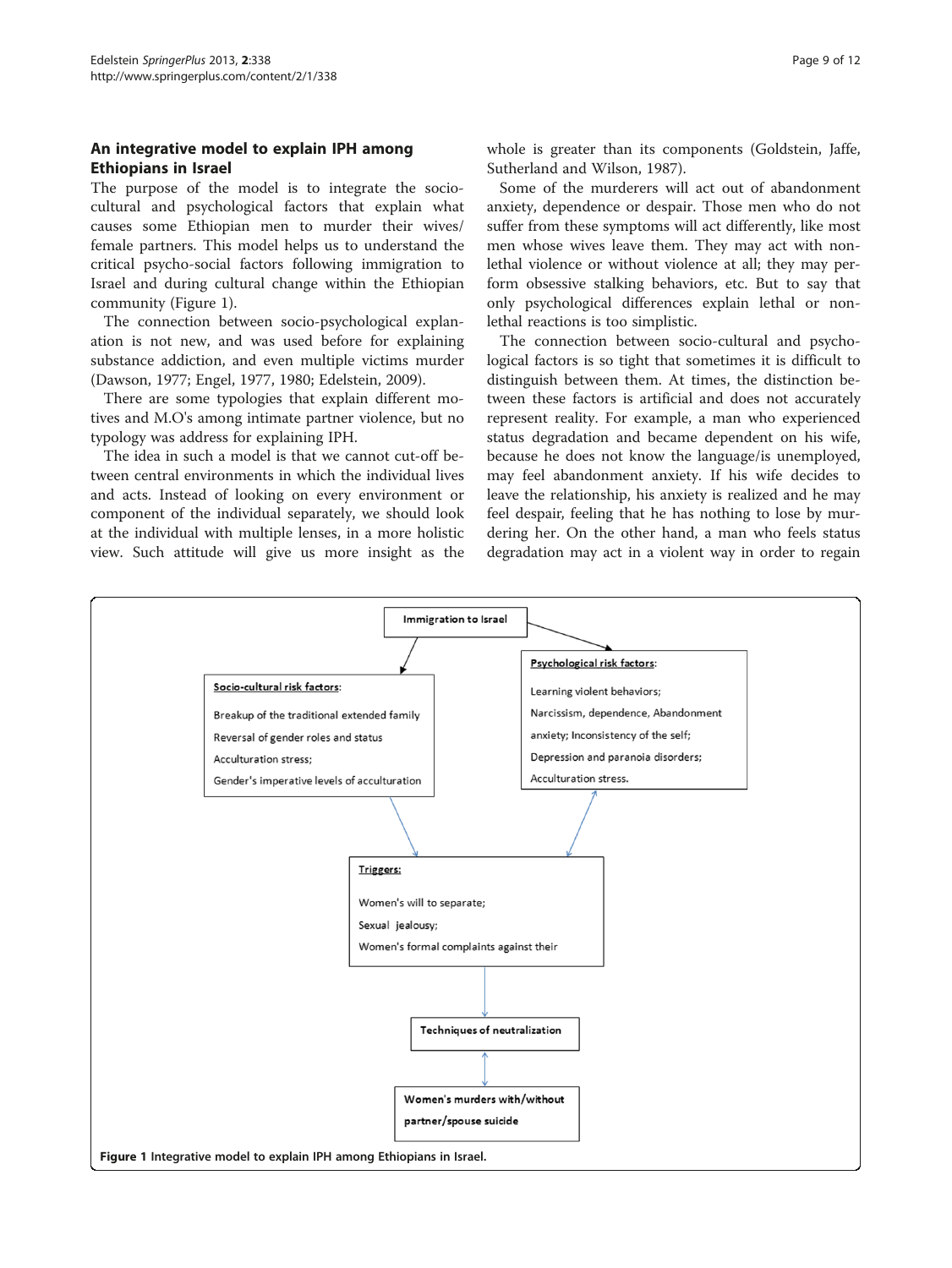## An integrative model to explain IPH among Ethiopians in Israel

The purpose of the model is to integrate the socio-cultural and psychological factors that explain what causes some Ethiopian men to murder their wives/female partners. This model helps us to understand the critical psycho-social factors following immigration to Israel and during cultural change within the Ethiopian community (Figure 1).

The connection between socio-psychological explanation is not new, and was used before for explaining substance addiction, and even multiple victims murder (Dawson, 1977; Engel, 1977, 1980; Edelstein, 2009).

There are some typologies that explain different motives and M.O's among intimate partner violence, but no typology was address for explaining IPH.

The idea in such a model is that we cannot cut-off between central environments in which the individual lives and acts. Instead of looking on every environment or component of the individual separately, we should look at the individual with multiple lenses, in a more holistic view. Such attitude will give us more insight as the whole is greater than its components (Goldstein, Jaffe, Sutherland and Wilson, 1987).

Some of the murderers will act out of abandonment anxiety, dependence or despair. Those men who do not suffer from these symptoms will act differently, like most men whose wives leave them. They may act with non-lethal violence or without violence at all; they may perform obsessive stalking behaviors, etc. But to say that only psychological differences explain lethal or non-lethal reactions is too simplistic.

The connection between socio-cultural and psychological factors is so tight that sometimes it is difficult to distinguish between them. At times, the distinction between these factors is artificial and does not accurately represent reality. For example, a man who experienced status degradation and became dependent on his wife, because he does not know the language/is unemployed, may feel abandonment anxiety. If his wife decides to leave the relationship, his anxiety is realized and he may feel despair, feeling that he has nothing to lose by murdering her. On the other hand, a man who feels status degradation may act in a violent way in order to regain

Immigration to Israel

Socio-cultural risk factors:
- Breakup of the traditional extended family
- Reversal of gender roles and status
- Acculturation stress;
- Gender's imperative levels of acculturation

Psychological risk factors:
- Learning violent behaviors;
- Narcissism, dependence, Abandonment anxiety; Inconsistency of the self;
- Depression and paranoia disorders;
- Acculturation stress.

Triggers:
- Women's will to separate;
- Sexual jealousy;
- Women's formal complaints against their

Techniques of neutralization

Women's murders with/without partner/spouse suicide

**Figure 1** Integrative model to explain IPH among Ethiopians in Israel.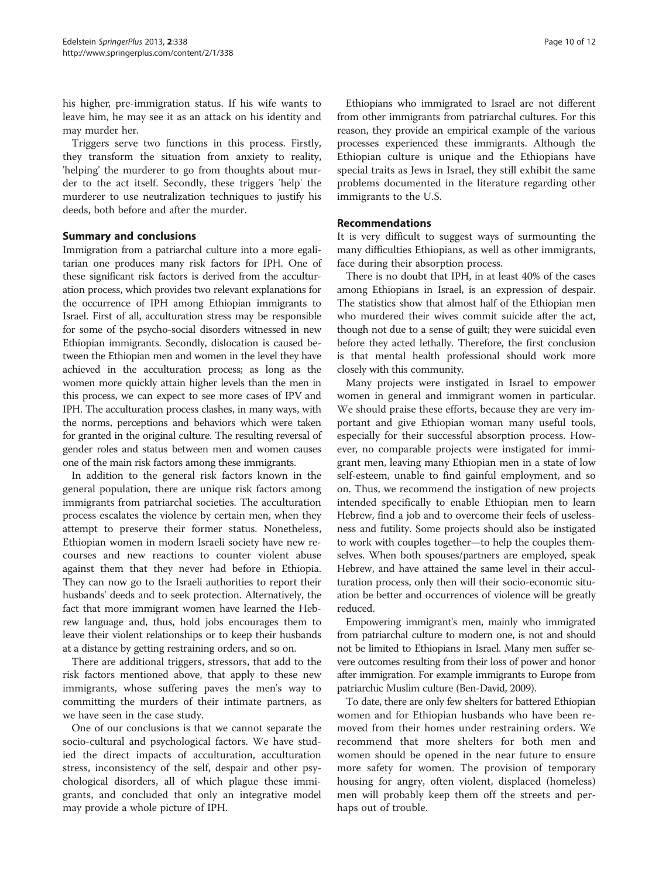his higher, pre-immigration status. If his wife wants to leave him, he may see it as an attack on his identity and may murder her.

Triggers serve two functions in this process. Firstly, they transform the situation from anxiety to reality, 'helping' the murderer to go from thoughts about murder to the act itself. Secondly, these triggers 'help' the murderer to use neutralization techniques to justify his deeds, both before and after the murder.

## Summary and conclusions

Immigration from a patriarchal culture into a more egalitarian one produces many risk factors for IPH. One of these significant risk factors is derived from the acculturation process, which provides two relevant explanations for the occurrence of IPH among Ethiopian immigrants to Israel. First of all, acculturation stress may be responsible for some of the psycho-social disorders witnessed in new Ethiopian immigrants. Secondly, dislocation is caused between the Ethiopian men and women in the level they have achieved in the acculturation process; as long as the women more quickly attain higher levels than the men in this process, we can expect to see more cases of IPV and IPH. The acculturation process clashes, in many ways, with the norms, perceptions and behaviors which were taken for granted in the original culture. The resulting reversal of gender roles and status between men and women causes one of the main risk factors among these immigrants.

In addition to the general risk factors known in the general population, there are unique risk factors among immigrants from patriarchal societies. The acculturation process escalates the violence by certain men, when they attempt to preserve their former status. Nonetheless, Ethiopian women in modern Israeli society have new recourses and new reactions to counter violent abuse against them that they never had before in Ethiopia. They can now go to the Israeli authorities to report their husbands' deeds and to seek protection. Alternatively, the fact that more immigrant women have learned the Hebrew language and, thus, hold jobs encourages them to leave their violent relationships or to keep their husbands at a distance by getting restraining orders, and so on.

There are additional triggers, stressors, that add to the risk factors mentioned above, that apply to these new immigrants, whose suffering paves the men's way to committing the murders of their intimate partners, as we have seen in the case study.

One of our conclusions is that we cannot separate the socio-cultural and psychological factors. We have studied the direct impacts of acculturation, acculturation stress, inconsistency of the self, despair and other psychological disorders, all of which plague these immigrants, and concluded that only an integrative model may provide a whole picture of IPH.

Ethiopians who immigrated to Israel are not different from other immigrants from patriarchal cultures. For this reason, they provide an empirical example of the various processes experienced these immigrants. Although the Ethiopian culture is unique and the Ethiopians have special traits as Jews in Israel, they still exhibit the same problems documented in the literature regarding other immigrants to the U.S.

## Recommendations

It is very difficult to suggest ways of surmounting the many difficulties Ethiopians, as well as other immigrants, face during their absorption process.

There is no doubt that IPH, in at least 40% of the cases among Ethiopians in Israel, is an expression of despair. The statistics show that almost half of the Ethiopian men who murdered their wives commit suicide after the act, though not due to a sense of guilt; they were suicidal even before they acted lethally. Therefore, the first conclusion is that mental health professional should work more closely with this community.

Many projects were instigated in Israel to empower women in general and immigrant women in particular. We should praise these efforts, because they are very important and give Ethiopian woman many useful tools, especially for their successful absorption process. However, no comparable projects were instigated for immigrant men, leaving many Ethiopian men in a state of low self-esteem, unable to find gainful employment, and so on. Thus, we recommend the instigation of new projects intended specifically to enable Ethiopian men to learn Hebrew, find a job and to overcome their feels of uselessness and futility. Some projects should also be instigated to work with couples together—to help the couples themselves. When both spouses/partners are employed, speak Hebrew, and have attained the same level in their acculturation process, only then will their socio-economic situation be better and occurrences of violence will be greatly reduced.

Empowering immigrant's men, mainly who immigrated from patriarchal culture to modern one, is not and should not be limited to Ethiopians in Israel. Many men suffer severe outcomes resulting from their loss of power and honor after immigration. For example immigrants to Europe from patriarchic Muslim culture (Ben-David, 2009).

To date, there are only few shelters for battered Ethiopian women and for Ethiopian husbands who have been removed from their homes under restraining orders. We recommend that more shelters for both men and women should be opened in the near future to ensure more safety for women. The provision of temporary housing for angry, often violent, displaced (homeless) men will probably keep them off the streets and perhaps out of trouble.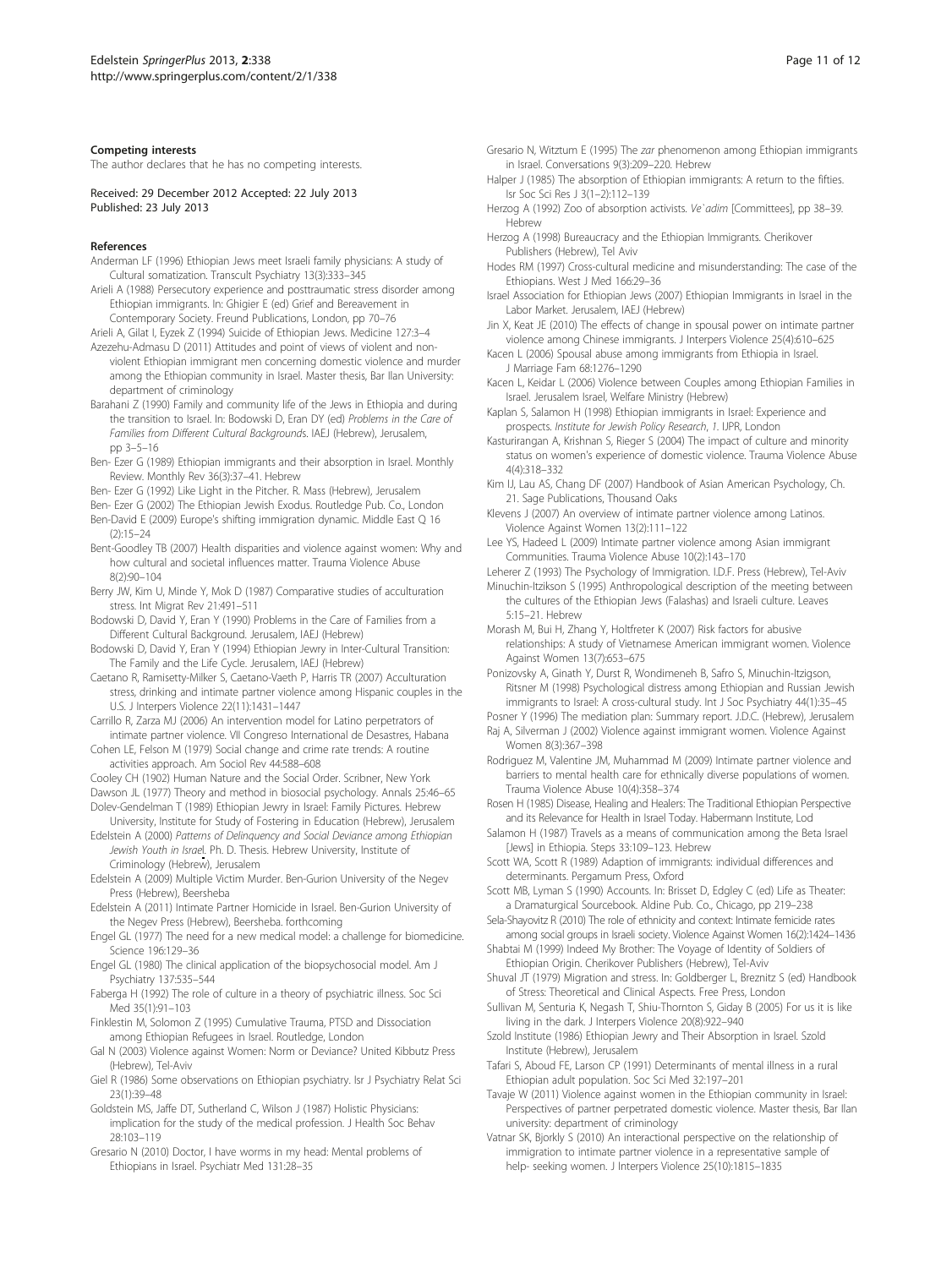#### Competing interests

The author declares that he has no competing interests.

Received: 29 December 2012 Accepted: 22 July 2013
Published: 23 July 2013

#### References

Anderman LF (1996) Ethiopian Jews meet Israeli family physicians: A study of Cultural somatization. Transcult Psychiatry 13(3):333–345

Arieli A (1988) Persecutory experience and posttraumatic stress disorder among Ethiopian immigrants. In: Ghigier E (ed) Grief and Bereavement in Contemporary Society. Freund Publications, London, pp 70–76

Arieli A, Gilat I, Eyzek Z (1994) Suicide of Ethiopian Jews. Medicine 127:3–4

Azezehu-Admasu D (2011) Attitudes and point of views of violent and non-violent Ethiopian immigrant men concerning domestic violence and murder among the Ethiopian community in Israel. Master thesis, Bar Ilan University: department of criminology

Barahani Z (1990) Family and community life of the Jews in Ethiopia and during the transition to Israel. In: Bodowski D, Eran DY (ed) *Problems in the Care of Families from Different Cultural Backgrounds*. IAEJ (Hebrew), Jerusalem, pp 3–5–16

Ben- Ezer G (1989) Ethiopian immigrants and their absorption in Israel. Monthly Review. Monthly Rev 36(3):37–41. Hebrew

Ben- Ezer G (1992) Like Light in the Pitcher. R. Mass (Hebrew), Jerusalem

Ben- Ezer G (2002) The Ethiopian Jewish Exodus. Routledge Pub. Co., London

Ben-David E (2009) Europe's shifting immigration dynamic. Middle East Q 16 (2):15–24

Bent-Goodley TB (2007) Health disparities and violence against women: Why and how cultural and societal influences matter. Trauma Violence Abuse 8(2):90–104

Berry JW, Kim U, Minde Y, Mok D (1987) Comparative studies of acculturation stress. Int Migrat Rev 21:491–511

Bodowski D, David Y, Eran Y (1990) Problems in the Care of Families from a Different Cultural Background. Jerusalem, IAEJ (Hebrew)

Bodowski D, David Y, Eran Y (1994) Ethiopian Jewry in Inter-Cultural Transition: The Family and the Life Cycle. Jerusalem, IAEJ (Hebrew)

Caetano R, Ramisetty-Milker S, Caetano-Vaeth P, Harris TR (2007) Acculturation stress, drinking and intimate partner violence among Hispanic couples in the U.S. J Interpers Violence 22(11):1431–1447

Carrillo R, Zarza MJ (2006) An intervention model for Latino perpetrators of intimate partner violence. VII Congreso International de Desastres, Habana

Cohen LE, Felson M (1979) Social change and crime rate trends: A routine activities approach. Am Sociol Rev 44:588–608

Cooley CH (1902) Human Nature and the Social Order. Scribner, New York

Dawson JL (1977) Theory and method in biosocial psychology. Annals 25:46–65

Dolev-Gendelman T (1989) Ethiopian Jewry in Israel: Family Pictures. Hebrew University, Institute for Study of Fostering in Education (Hebrew), Jerusalem

Edelstein A (2000) *Patterns of Delinquency and Social Deviance among Ethiopian Jewish Youth in Israel*. Ph. D. Thesis. Hebrew University, Institute of Criminology (Hebrew), Jerusalem

Edelstein A (2009) Multiple Victim Murder. Ben-Gurion University of the Negev Press (Hebrew), Beersheba

Edelstein A (2011) Intimate Partner Homicide in Israel. Ben-Gurion University of the Negev Press (Hebrew), Beersheba. forthcoming

Engel GL (1977) The need for a new medical model: a challenge for biomedicine. Science 196:129–36

Engel GL (1980) The clinical application of the biopsychosocial model. Am J Psychiatry 137:535–544

Faberga H (1992) The role of culture in a theory of psychiatric illness. Soc Sci Med 35(1):91–103

Finklestin M, Solomon Z (1995) Cumulative Trauma, PTSD and Dissociation among Ethiopian Refugees in Israel. Routledge, London

Gal N (2003) Violence against Women: Norm or Deviance? United Kibbutz Press (Hebrew), Tel-Aviv

Giel R (1986) Some observations on Ethiopian psychiatry. Isr J Psychiatry Relat Sci 23(1):39–48

Goldstein MS, Jaffe DT, Sutherland C, Wilson J (1987) Holistic Physicians: implication for the study of the medical profession. J Health Soc Behav 28:103–119

Gresario N (2010) Doctor, I have worms in my head: Mental problems of Ethiopians in Israel. Psychiatr Med 131:28–35

Gresario N, Witztum E (1995) The *zar* phenomenon among Ethiopian immigrants in Israel. Conversations 9(3):209–220. Hebrew

Halper J (1985) The absorption of Ethiopian immigrants: A return to the fifties. Isr Soc Sci Res J 3(1–2):112–139

Herzog A (1992) Zoo of absorption activists. *Ve`adim* [Committees], pp 38–39. Hebrew

Herzog A (1998) Bureaucracy and the Ethiopian Immigrants. Cherikover Publishers (Hebrew), Tel Aviv

Hodes RM (1997) Cross-cultural medicine and misunderstanding: The case of the Ethiopians. West J Med 166:29–36

Israel Association for Ethiopian Jews (2007) Ethiopian Immigrants in Israel in the Labor Market. Jerusalem, IAEJ (Hebrew)

Jin X, Keat JE (2010) The effects of change in spousal power on intimate partner violence among Chinese immigrants. J Interpers Violence 25(4):610–625

Kacen L (2006) Spousal abuse among immigrants from Ethiopia in Israel. J Marriage Fam 68:1276–1290

Kacen L, Keidar L (2006) Violence between Couples among Ethiopian Families in Israel. Jerusalem Israel, Welfare Ministry (Hebrew)

Kaplan S, Salamon H (1998) Ethiopian immigrants in Israel: Experience and prospects. *Institute for Jewish Policy Research*, *1*. IJPR, London

Kasturirangan A, Krishnan S, Rieger S (2004) The impact of culture and minority status on women's experience of domestic violence. Trauma Violence Abuse 4(4):318–332

Kim IJ, Lau AS, Chang DF (2007) Handbook of Asian American Psychology, Ch. 21. Sage Publications, Thousand Oaks

Klevens J (2007) An overview of intimate partner violence among Latinos. Violence Against Women 13(2):111–122

Lee YS, Hadeed L (2009) Intimate partner violence among Asian immigrant Communities. Trauma Violence Abuse 10(2):143–170

Leherer Z (1993) The Psychology of Immigration. I.D.F. Press (Hebrew), Tel-Aviv

Minuchin-Itzikson S (1995) Anthropological description of the meeting between the cultures of the Ethiopian Jews (Falashas) and Israeli culture. Leaves 5:15–21. Hebrew

Morash M, Bui H, Zhang Y, Holtfreter K (2007) Risk factors for abusive relationships: A study of Vietnamese American immigrant women. Violence Against Women 13(7):653–675

Ponizovsky A, Ginath Y, Durst R, Wondimeneh B, Safro S, Minuchin-Itzigson, Ritsner M (1998) Psychological distress among Ethiopian and Russian Jewish immigrants to Israel: A cross-cultural study. Int J Soc Psychiatry 44(1):35–45

Posner Y (1996) The mediation plan: Summary report. J.D.C. (Hebrew), Jerusalem

Raj A, Silverman J (2002) Violence against immigrant women. Violence Against Women 8(3):367–398

Rodriguez M, Valentine JM, Muhammad M (2009) Intimate partner violence and barriers to mental health care for ethnically diverse populations of women. Trauma Violence Abuse 10(4):358–374

Rosen H (1985) Disease, Healing and Healers: The Traditional Ethiopian Perspective and its Relevance for Health in Israel Today. Habermann Institute, Lod

Salamon H (1987) Travels as a means of communication among the Beta Israel [Jews] in Ethiopia. Steps 33:109–123. Hebrew

Scott WA, Scott R (1989) Adaption of immigrants: individual differences and determinants. Pergamum Press, Oxford

Scott MB, Lyman S (1990) Accounts. In: Brisset D, Edgley C (ed) Life as Theater: a Dramaturgical Sourcebook. Aldine Pub. Co., Chicago, pp 219–238

Sela-Shayovitz R (2010) The role of ethnicity and context: Intimate femicide rates among social groups in Israeli society. Violence Against Women 16(2):1424–1436

Shabtai M (1999) Indeed My Brother: The Voyage of Identity of Soldiers of Ethiopian Origin. Cherikover Publishers (Hebrew), Tel-Aviv

Shuval JT (1979) Migration and stress. In: Goldberger L, Breznitz S (ed) Handbook of Stress: Theoretical and Clinical Aspects. Free Press, London

Sullivan M, Senturia K, Negash T, Shiu-Thornton S, Giday B (2005) For us it is like living in the dark. J Interpers Violence 20(8):922–940

Szold Institute (1986) Ethiopian Jewry and Their Absorption in Israel. Szold Institute (Hebrew), Jerusalem

Tafari S, Aboud FE, Larson CP (1991) Determinants of mental illness in a rural Ethiopian adult population. Soc Sci Med 32:197–201

Tavaje W (2011) Violence against women in the Ethiopian community in Israel: Perspectives of partner perpetrated domestic violence. Master thesis, Bar Ilan university: department of criminology

Vatnar SK, Bjorkly S (2010) An interactional perspective on the relationship of immigration to intimate partner violence in a representative sample of help- seeking women. J Interpers Violence 25(10):1815–1835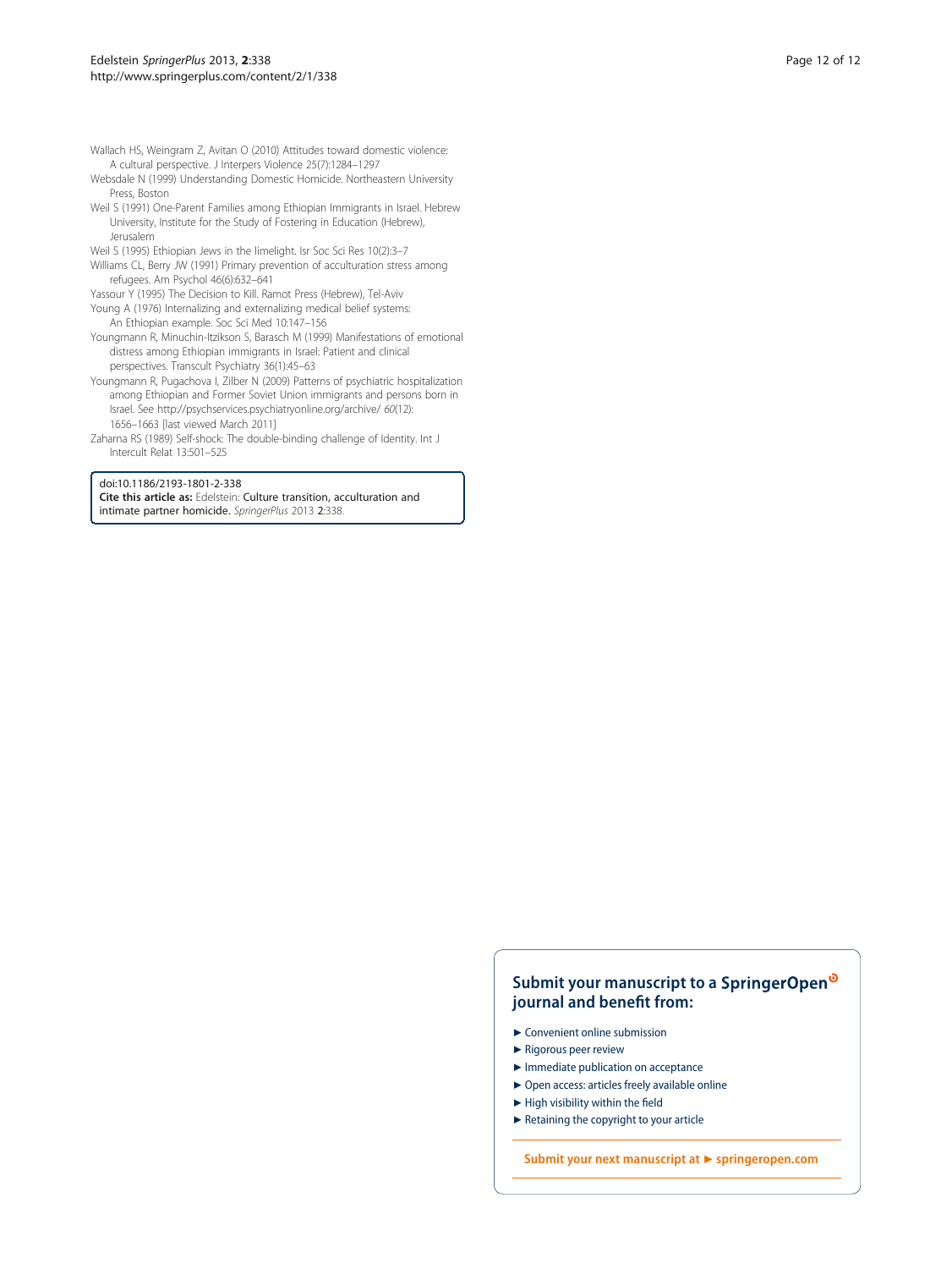Wallach HS, Weingram Z, Avitan O (2010) Attitudes toward domestic violence: A cultural perspective. J Interpers Violence 25(7):1284–1297

Websdale N (1999) Understanding Domestic Homicide. Northeastern University Press, Boston

Weil S (1991) One-Parent Families among Ethiopian Immigrants in Israel. Hebrew University, Institute for the Study of Fostering in Education (Hebrew), Jerusalem

Weil S (1995) Ethiopian Jews in the limelight. Isr Soc Sci Res 10(2):3–7

Williams CL, Berry JW (1991) Primary prevention of acculturation stress among refugees. Am Psychol 46(6):632–641

Yassour Y (1995) The Decision to Kill. Ramot Press (Hebrew), Tel-Aviv

Young A (1976) Internalizing and externalizing medical belief systems: An Ethiopian example. Soc Sci Med 10:147–156

Youngmann R, Minuchin-Itzikson S, Barasch M (1999) Manifestations of emotional distress among Ethiopian immigrants in Israel: Patient and clinical perspectives. Transcult Psychiatry 36(1):45–63

Youngmann R, Pugachova I, Zilber N (2009) Patterns of psychiatric hospitalization among Ethiopian and Former Soviet Union immigrants and persons born in Israel. See http://psychservices.psychiatryonline.org/archive/ *60*(12): 1656–1663 [last viewed March 2011]

Zaharna RS (1989) Self-shock: The double-binding challenge of Identity. Int J Intercult Relat 13:501–525

doi:10.1186/2193-1801-2-338
**Cite this article as:** Edelstein: Culture transition, acculturation and intimate partner homicide. *SpringerPlus* 2013 **2**:338.

**Submit your manuscript to a SpringerOpen journal and benefit from:**

- ► Convenient online submission
- ► Rigorous peer review
- ► Immediate publication on acceptance
- ► Open access: articles freely available online
- ► High visibility within the field
- ► Retaining the copyright to your article

**Submit your next manuscript at ► springeropen.com**